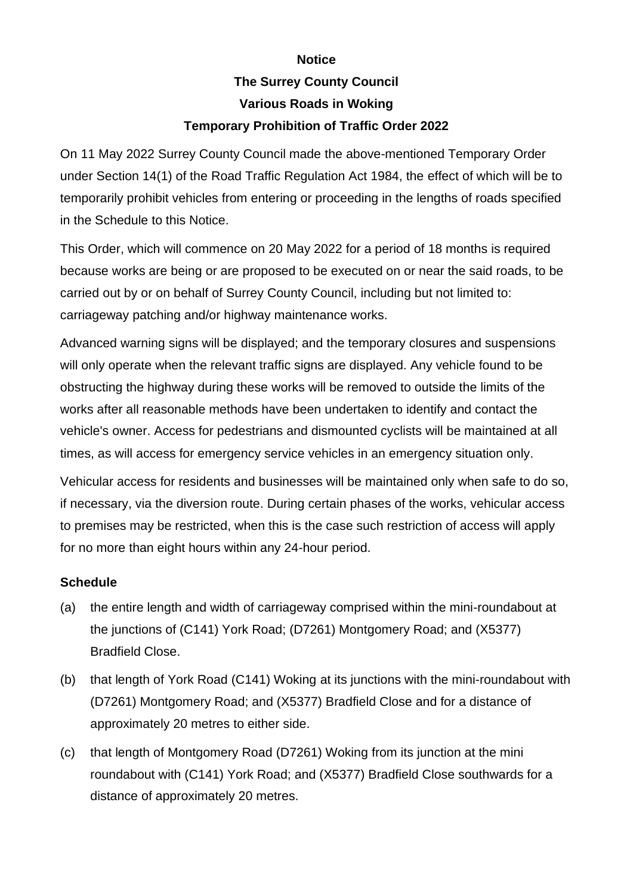**Notice**

**The Surrey County Council**

**Various Roads in Woking**

**Temporary Prohibition of Traffic Order 2022**

On 11 May 2022 Surrey County Council made the above-mentioned Temporary Order under Section 14(1) of the Road Traffic Regulation Act 1984, the effect of which will be to temporarily prohibit vehicles from entering or proceeding in the lengths of roads specified in the Schedule to this Notice.

This Order, which will commence on 20 May 2022 for a period of 18 months is required because works are being or are proposed to be executed on or near the said roads, to be carried out by or on behalf of Surrey County Council, including but not limited to: carriageway patching and/or highway maintenance works.

Advanced warning signs will be displayed; and the temporary closures and suspensions will only operate when the relevant traffic signs are displayed. Any vehicle found to be obstructing the highway during these works will be removed to outside the limits of the works after all reasonable methods have been undertaken to identify and contact the vehicle's owner. Access for pedestrians and dismounted cyclists will be maintained at all times, as will access for emergency service vehicles in an emergency situation only.

Vehicular access for residents and businesses will be maintained only when safe to do so, if necessary, via the diversion route. During certain phases of the works, vehicular access to premises may be restricted, when this is the case such restriction of access will apply for no more than eight hours within any 24-hour period.

**Schedule**

(a) the entire length and width of carriageway comprised within the mini-roundabout at the junctions of (C141) York Road; (D7261) Montgomery Road; and (X5377) Bradfield Close.

(b) that length of York Road (C141) Woking at its junctions with the mini-roundabout with (D7261) Montgomery Road; and (X5377) Bradfield Close and for a distance of approximately 20 metres to either side.

(c) that length of Montgomery Road (D7261) Woking from its junction at the mini roundabout with (C141) York Road; and (X5377) Bradfield Close southwards for a distance of approximately 20 metres.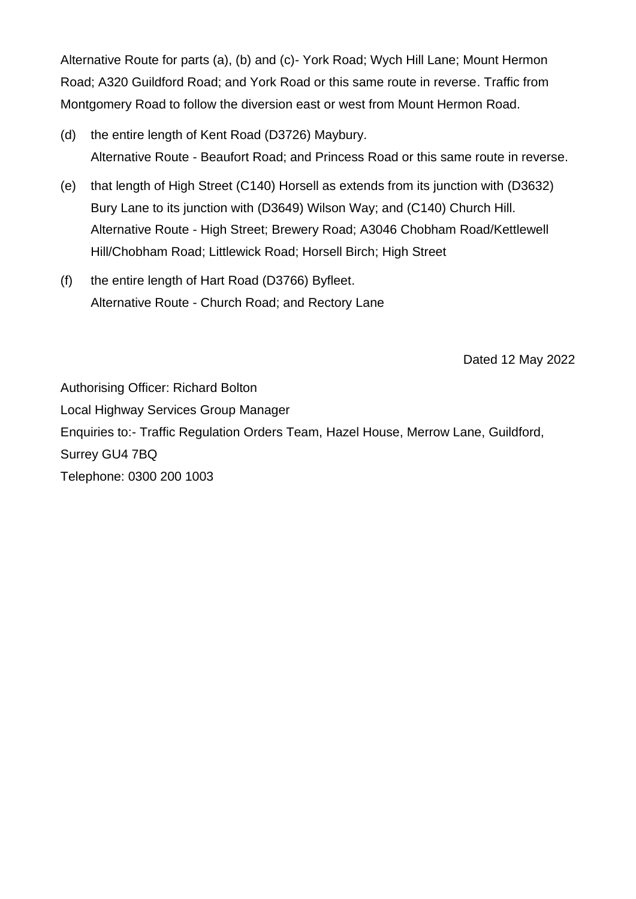Alternative Route for parts (a), (b) and (c)- York Road; Wych Hill Lane; Mount Hermon Road; A320 Guildford Road; and York Road or this same route in reverse. Traffic from Montgomery Road to follow the diversion east or west from Mount Hermon Road.

(d) the entire length of Kent Road (D3726) Maybury.
Alternative Route - Beaufort Road; and Princess Road or this same route in reverse.

(e) that length of High Street (C140) Horsell as extends from its junction with (D3632) Bury Lane to its junction with (D3649) Wilson Way; and (C140) Church Hill.
Alternative Route - High Street; Brewery Road; A3046 Chobham Road/Kettlewell Hill/Chobham Road; Littlewick Road; Horsell Birch; High Street

(f) the entire length of Hart Road (D3766) Byfleet.
Alternative Route - Church Road; and Rectory Lane

Dated 12 May 2022

Authorising Officer: Richard Bolton
Local Highway Services Group Manager
Enquiries to:- Traffic Regulation Orders Team, Hazel House, Merrow Lane, Guildford, Surrey GU4 7BQ
Telephone: 0300 200 1003